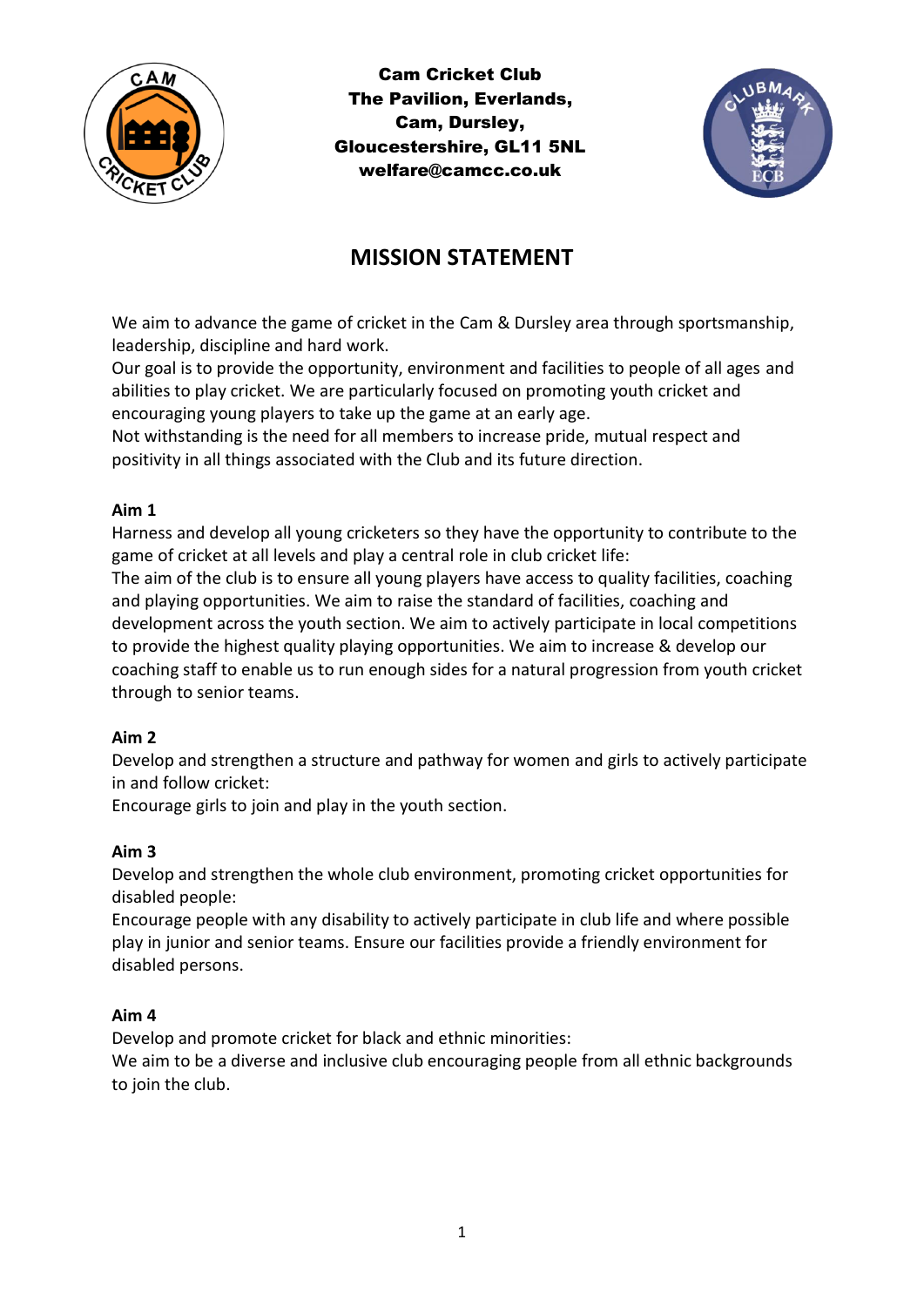**Cam Cricket Club**
**The Pavilion, Everlands,**
**Cam, Dursley,**
**Gloucestershire, GL11 5NL**
**welfare@camcc.co.uk**

# MISSION STATEMENT

We aim to advance the game of cricket in the Cam & Dursley area through sportsmanship, leadership, discipline and hard work.
Our goal is to provide the opportunity, environment and facilities to people of all ages and abilities to play cricket. We are particularly focused on promoting youth cricket and encouraging young players to take up the game at an early age.
Not withstanding is the need for all members to increase pride, mutual respect and positivity in all things associated with the Club and its future direction.

**Aim 1**
Harness and develop all young cricketers so they have the opportunity to contribute to the game of cricket at all levels and play a central role in club cricket life:
The aim of the club is to ensure all young players have access to quality facilities, coaching and playing opportunities. We aim to raise the standard of facilities, coaching and development across the youth section. We aim to actively participate in local competitions to provide the highest quality playing opportunities. We aim to increase & develop our coaching staff to enable us to run enough sides for a natural progression from youth cricket through to senior teams.

**Aim 2**
Develop and strengthen a structure and pathway for women and girls to actively participate in and follow cricket:
Encourage girls to join and play in the youth section.

**Aim 3**
Develop and strengthen the whole club environment, promoting cricket opportunities for disabled people:
Encourage people with any disability to actively participate in club life and where possible play in junior and senior teams. Ensure our facilities provide a friendly environment for disabled persons.

**Aim 4**
Develop and promote cricket for black and ethnic minorities:
We aim to be a diverse and inclusive club encouraging people from all ethnic backgrounds to join the club.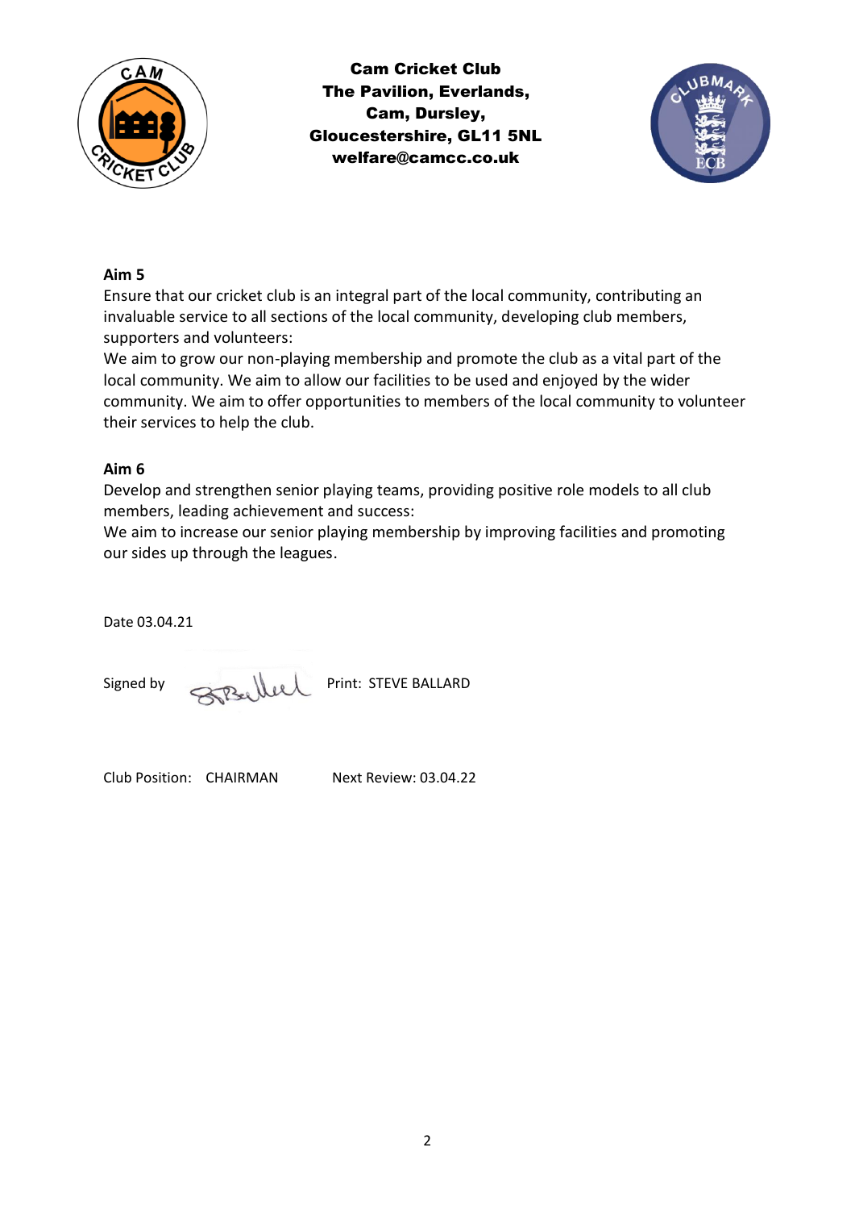**Cam Cricket Club**
**The Pavilion, Everlands,**
**Cam, Dursley,**
**Gloucestershire, GL11 5NL**
**welfare@camcc.co.uk**

**Aim 5**

Ensure that our cricket club is an integral part of the local community, contributing an invaluable service to all sections of the local community, developing club members, supporters and volunteers:

We aim to grow our non-playing membership and promote the club as a vital part of the local community. We aim to allow our facilities to be used and enjoyed by the wider community. We aim to offer opportunities to members of the local community to volunteer their services to help the club.

**Aim 6**

Develop and strengthen senior playing teams, providing positive role models to all club members, leading achievement and success:

We aim to increase our senior playing membership by improving facilities and promoting our sides up through the leagues.

Date 03.04.21

Signed by Print: STEVE BALLARD

Club Position: CHAIRMAN Next Review: 03.04.22